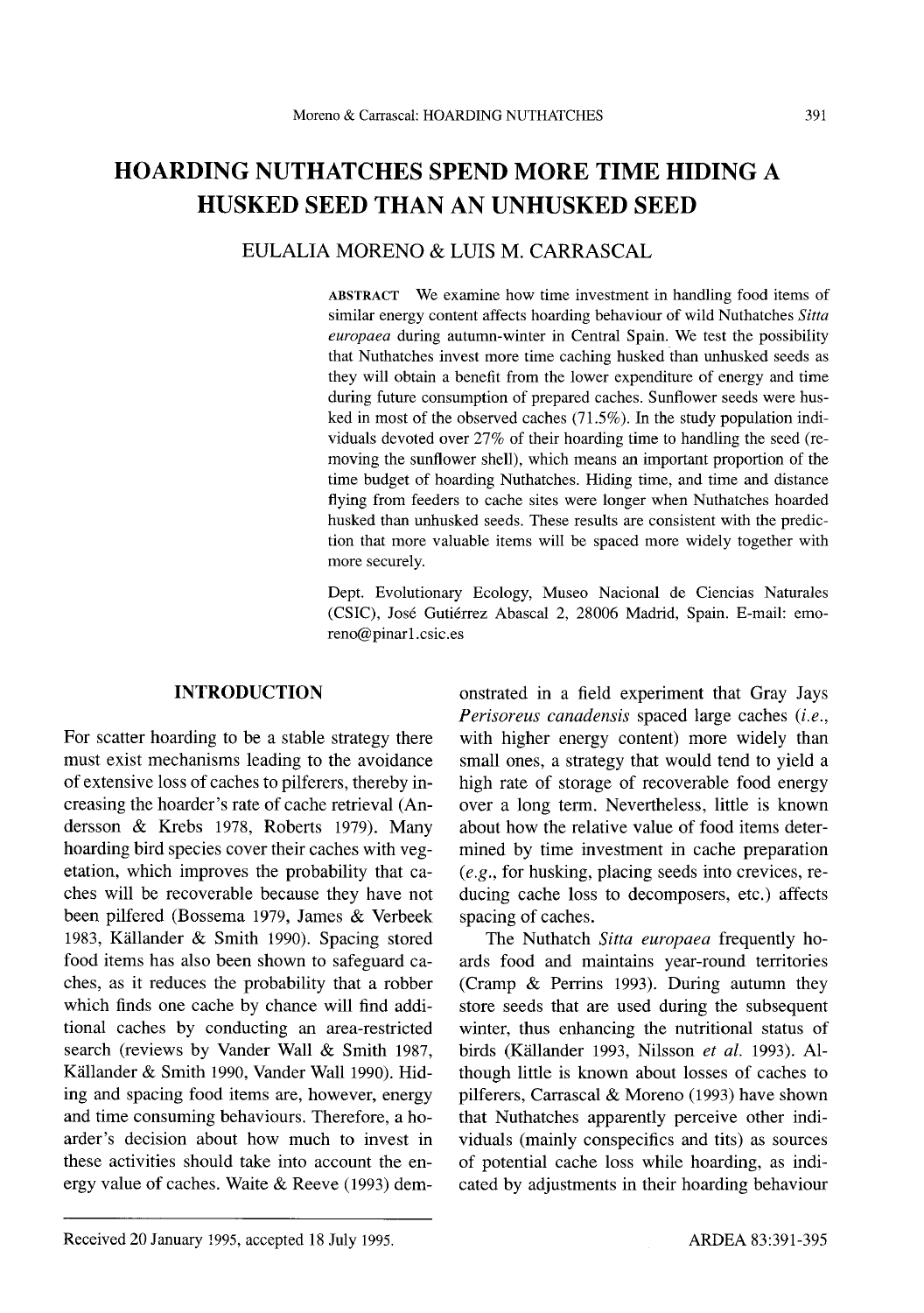# HOARDING NUTHATCHES SPEND MORE TIME HIDING A HUSKED SEED THAN AN UNHUSKED SEED

## EULALIA MORENO & LUIS M. CARRASCAL

ABSTRACT We examine how time investment in handling food items of similar energy content affects hoarding behaviour of wild Nuthatches *Sitta europaea* during autumn-winter in Central Spain. We test the possibility that Nuthatches invest more time caching husked than unhusked seeds as they will obtain a benefit from the lower expenditure of energy and time during future consumption of prepared caches. Sunflower seeds were husked in most of the observed caches (71.5%). In the study population individuals devoted over 27% of their hoarding time to handling the seed (removing the sunflower shell), which means an important proportion of the time budget of hoarding Nuthatches. Hiding time, and time and distance flying from feeders to cache sites were longer when Nuthatches hoarded husked than unhusked seeds. These results are consistent with the prediction that more valuable items will be spaced more widely together with more securely.

Dept. Evolutionary Ecology, Museo Nacional de Ciencias Naturales (CSIC), José Gutiérrez Abascal 2, 28006 Madrid, Spain. E-mail: emoreno@pinar1.csic.es

## INTRODUCTION

For scatter hoarding to be a stable strategy there must exist mechanisms leading to the avoidance of extensive loss of caches to pilferers, thereby increasing the hoarder's rate of cache retrieval (Andersson & Krebs 1978, Roberts 1979). Many hoarding bird species cover their caches with vegetation, which improves the probability that caches will be recoverable because they have not been pilfered (Bossema 1979, James & Verbeek 1983, Källander & Smith 1990). Spacing stored food items has also been shown to safeguard caches, as it reduces the probability that a robber which finds one cache by chance will find additional caches by conducting an area-restricted search (reviews by Vander Wall & Smith 1987, Källander & Smith 1990, Vander Wall 1990). Hiding and spacing food items are, however, energy and time consuming behaviours. Therefore, a hoarder's decision about how much to invest in these activities should take into account the energy value of caches. Waite & Reeve (1993) demonstrated in a field experiment that Gray Jays *Perisoreus canadensis* spaced large caches (*i.e.*, with higher energy content) more widely than small ones, a strategy that would tend to yield a high rate of storage of recoverable food energy over a long term. Nevertheless, little is known about how the relative value of food items determined by time investment in cache preparation (*e.g.*, for husking, placing seeds into crevices, reducing cache loss to decomposers, etc.) affects spacing of caches.

The Nuthatch *Sitta europaea* frequently hoards food and maintains year-round territories (Cramp & Perrins 1993). During autumn they store seeds that are used during the subsequent winter, thus enhancing the nutritional status of birds (Källander 1993, Nilsson *et al.* 1993). Although little is known about losses of caches to pilferers, Carrascal & Moreno (1993) have shown that Nuthatches apparently perceive other individuals (mainly conspecifics and tits) as sources of potential cache loss while hoarding, as indicated by adjustments in their hoarding behaviour

Received 20 January 1995, accepted 18 July 1995.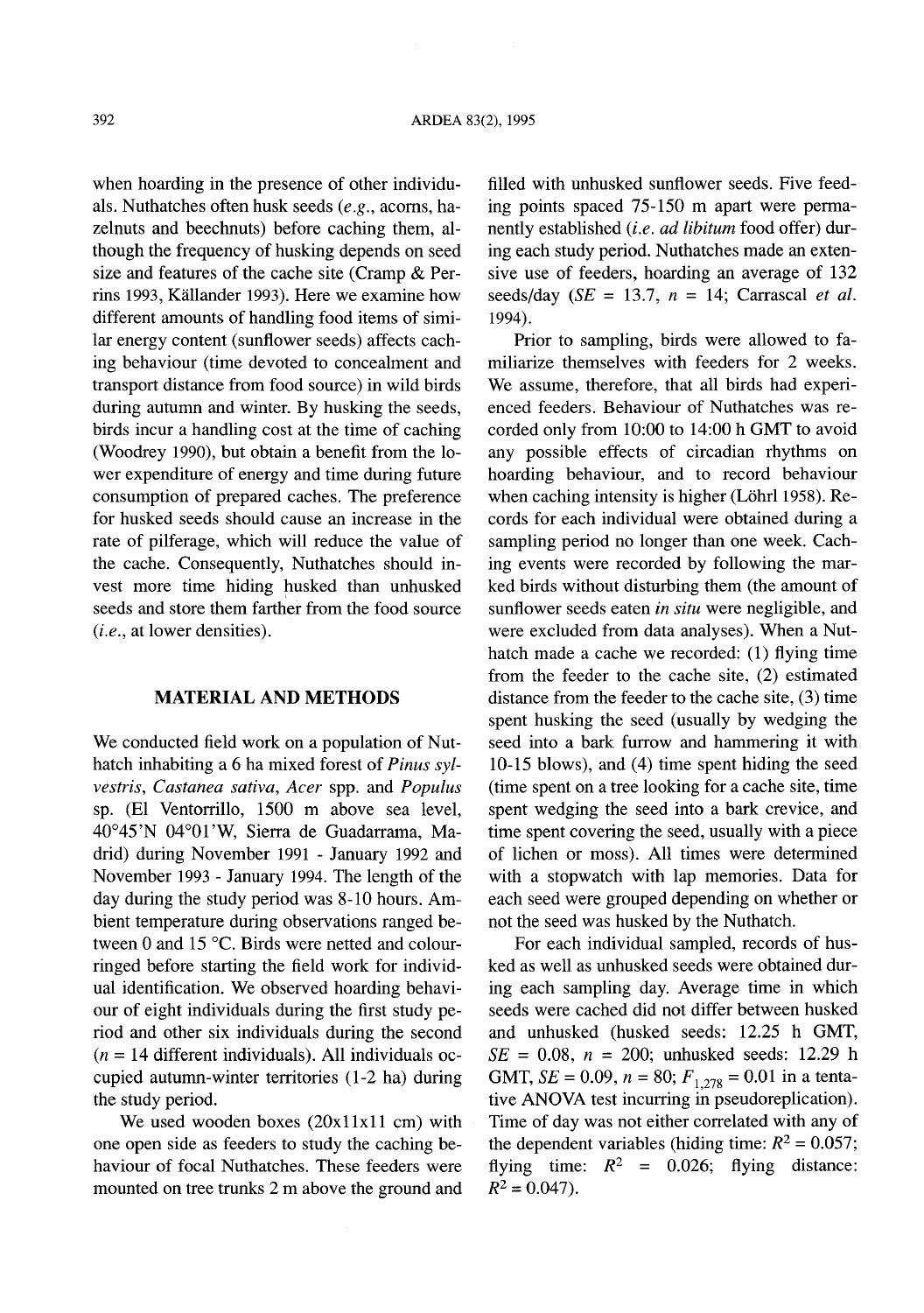when hoarding in the presence of other individuals. Nuthatches often husk seeds (*e.g.*, acorns, hazelnuts and beechnuts) before caching them, although the frequency of husking depends on seed size and features of the cache site (Cramp & Perrins 1993, Källander 1993). Here we examine how different amounts of handling food items of similar energy content (sunflower seeds) affects caching behaviour (time devoted to concealment and transport distance from food source) in wild birds during autumn and winter. By husking the seeds, birds incur a handling cost at the time of caching (Woodrey 1990), but obtain a benefit from the lower expenditure of energy and time during future consumption of prepared caches. The preference for husked seeds should cause an increase in the rate of pilferage, which will reduce the value of the cache. Consequently, Nuthatches should invest more time hiding husked than unhusked seeds and store them farther from the food source (*i.e.*, at lower densities).

## MATERIAL AND METHODS

We conducted field work on a population of Nuthatch inhabiting a 6 ha mixed forest of *Pinus sylvestris*, *Castanea sativa*, *Acer* spp. and *Populus* sp. (El Ventorrillo, 1500 m above sea level, 40°45'N 04°01'W, Sierra de Guadarrama, Madrid) during November 1991 - January 1992 and November 1993 - January 1994. The length of the day during the study period was 8-10 hours. Ambient temperature during observations ranged between 0 and 15 °C. Birds were netted and colour-ringed before starting the field work for individual identification. We observed hoarding behaviour of eight individuals during the first study period and other six individuals during the second ($n$ = 14 different individuals). All individuals occupied autumn-winter territories (1-2 ha) during the study period.

We used wooden boxes (20x11x11 cm) with one open side as feeders to study the caching behaviour of focal Nuthatches. These feeders were mounted on tree trunks 2 m above the ground and filled with unhusked sunflower seeds. Five feeding points spaced 75-150 m apart were permanently established (*i.e. ad libitum* food offer) during each study period. Nuthatches made an extensive use of feeders, hoarding an average of 132 seeds/day ($SE$ = 13.7, $n$ = 14; Carrascal *et al.* 1994).

Prior to sampling, birds were allowed to familiarize themselves with feeders for 2 weeks. We assume, therefore, that all birds had experienced feeders. Behaviour of Nuthatches was recorded only from 10:00 to 14:00 h GMT to avoid any possible effects of circadian rhythms on hoarding behaviour, and to record behaviour when caching intensity is higher (Löhrl 1958). Records for each individual were obtained during a sampling period no longer than one week. Caching events were recorded by following the marked birds without disturbing them (the amount of sunflower seeds eaten *in situ* were negligible, and were excluded from data analyses). When a Nuthatch made a cache we recorded: (1) flying time from the feeder to the cache site, (2) estimated distance from the feeder to the cache site, (3) time spent husking the seed (usually by wedging the seed into a bark furrow and hammering it with 10-15 blows), and (4) time spent hiding the seed (time spent on a tree looking for a cache site, time spent wedging the seed into a bark crevice, and time spent covering the seed, usually with a piece of lichen or moss). All times were determined with a stopwatch with lap memories. Data for each seed were grouped depending on whether or not the seed was husked by the Nuthatch.

For each individual sampled, records of husked as well as unhusked seeds were obtained during each sampling day. Average time in which seeds were cached did not differ between husked and unhusked (husked seeds: 12.25 h GMT, $SE$ = 0.08, $n$ = 200; unhusked seeds: 12.29 h GMT, $SE$ = 0.09, $n$ = 80; $F_{1,278}$ = 0.01 in a tentative ANOVA test incurring in pseudoreplication). Time of day was not either correlated with any of the dependent variables (hiding time: $R^2$ = 0.057; flying time: $R^2$ = 0.026; flying distance: $R^2$ = 0.047).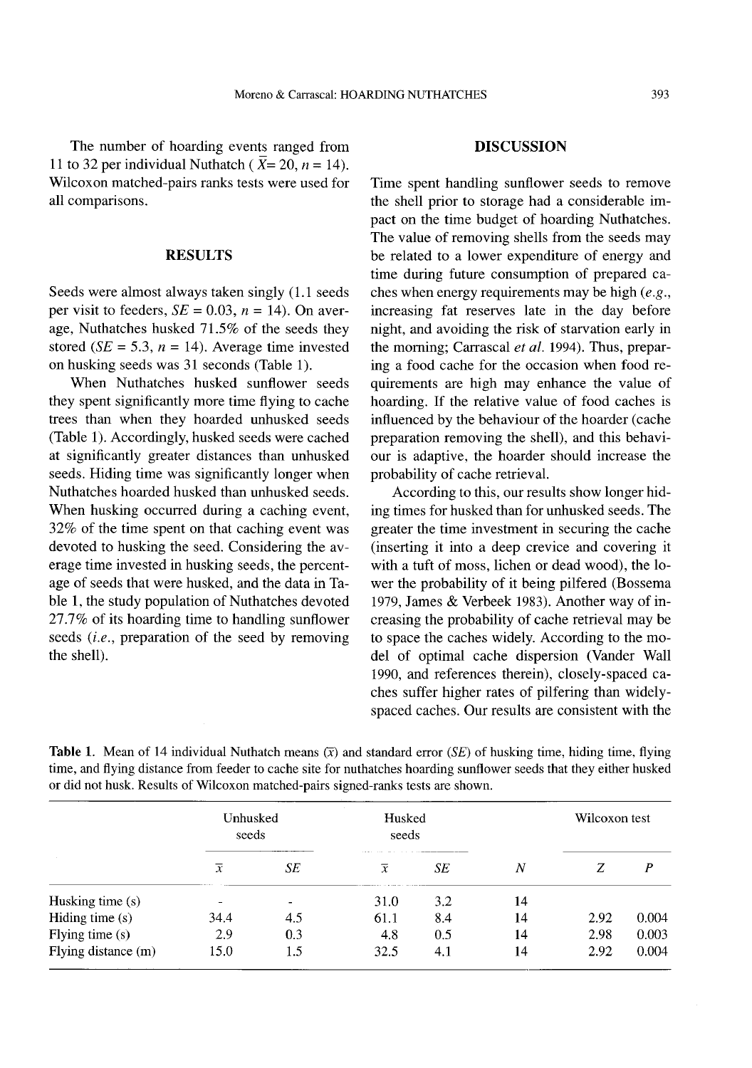The number of hoarding events ranged from 11 to 32 per individual Nuthatch ($\bar{X}$= 20, $n$ = 14). Wilcoxon matched-pairs ranks tests were used for all comparisons.

## RESULTS

Seeds were almost always taken singly (1.1 seeds per visit to feeders, *SE* = 0.03, $n$ = 14). On average, Nuthatches husked 71.5% of the seeds they stored (*SE* = 5.3, $n$ = 14). Average time invested on husking seeds was 31 seconds (Table 1).

When Nuthatches husked sunflower seeds they spent significantly more time flying to cache trees than when they hoarded unhusked seeds (Table 1). Accordingly, husked seeds were cached at significantly greater distances than unhusked seeds. Hiding time was significantly longer when Nuthatches hoarded husked than unhusked seeds. When husking occurred during a caching event, 32% of the time spent on that caching event was devoted to husking the seed. Considering the average time invested in husking seeds, the percentage of seeds that were husked, and the data in Table 1, the study population of Nuthatches devoted 27.7% of its hoarding time to handling sunflower seeds (*i.e.*, preparation of the seed by removing the shell).

## DISCUSSION

Time spent handling sunflower seeds to remove the shell prior to storage had a considerable impact on the time budget of hoarding Nuthatches. The value of removing shells from the seeds may be related to a lower expenditure of energy and time during future consumption of prepared caches when energy requirements may be high (*e.g.*, increasing fat reserves late in the day before night, and avoiding the risk of starvation early in the morning; Carrascal *et al.* 1994). Thus, preparing a food cache for the occasion when food requirements are high may enhance the value of hoarding. If the relative value of food caches is influenced by the behaviour of the hoarder (cache preparation removing the shell), and this behaviour is adaptive, the hoarder should increase the probability of cache retrieval.

According to this, our results show longer hiding times for husked than for unhusked seeds. The greater the time investment in securing the cache (inserting it into a deep crevice and covering it with a tuft of moss, lichen or dead wood), the lower the probability of it being pilfered (Bossema 1979, James & Verbeek 1983). Another way of increasing the probability of cache retrieval may be to space the caches widely. According to the model of optimal cache dispersion (Vander Wall 1990, and references therein), closely-spaced caches suffer higher rates of pilfering than widely-spaced caches. Our results are consistent with the

**Table 1.** Mean of 14 individual Nuthatch means ($\bar{x}$) and standard error (*SE*) of husking time, hiding time, flying time, and flying distance from feeder to cache site for nuthatches hoarding sunflower seeds that they either husked or did not husk. Results of Wilcoxon matched-pairs signed-ranks tests are shown.

| | Unhusked seeds | | Husked seeds | | | Wilcoxon test | |
|---|---|---|---|---|---|---|---|
| | $\bar{x}$ | *SE* | $\bar{x}$ | *SE* | *N* | *Z* | *P* |
| Husking time (s) | - | - | 31.0 | 3.2 | 14 | | |
| Hiding time (s) | 34.4 | 4.5 | 61.1 | 8.4 | 14 | 2.92 | 0.004 |
| Flying time (s) | 2.9 | 0.3 | 4.8 | 0.5 | 14 | 2.98 | 0.003 |
| Flying distance (m) | 15.0 | 1.5 | 32.5 | 4.1 | 14 | 2.92 | 0.004 |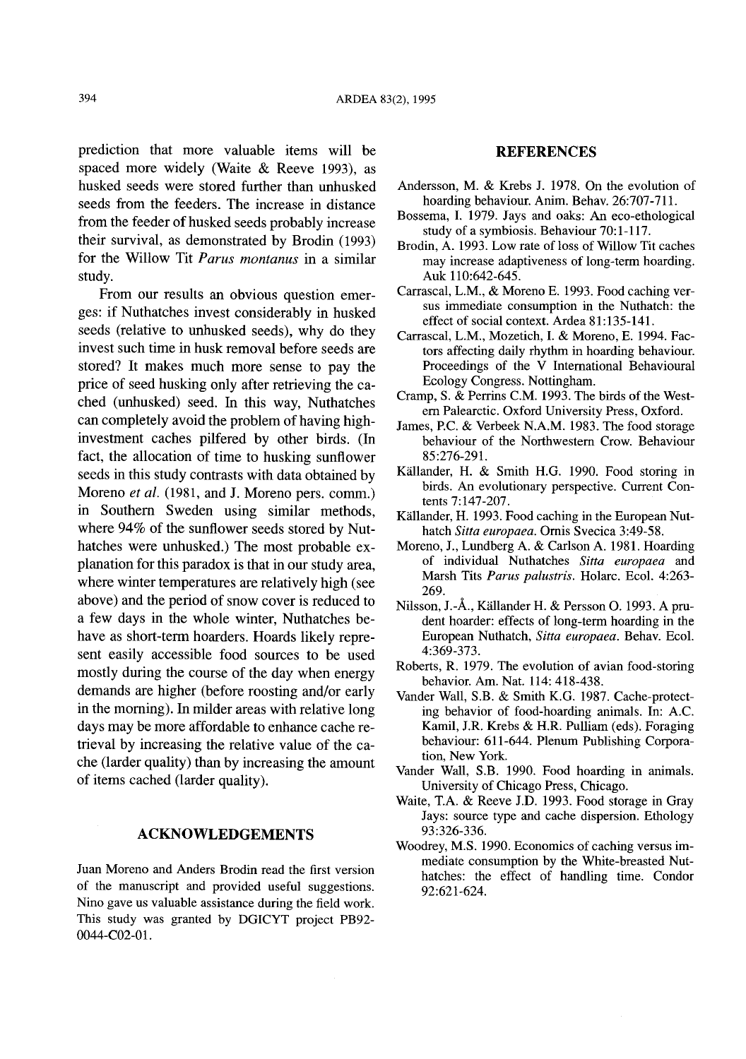prediction that more valuable items will be spaced more widely (Waite & Reeve 1993), as husked seeds were stored further than unhusked seeds from the feeders. The increase in distance from the feeder of husked seeds probably increase their survival, as demonstrated by Brodin (1993) for the Willow Tit *Parus montanus* in a similar study.

From our results an obvious question emerges: if Nuthatches invest considerably in husked seeds (relative to unhusked seeds), why do they invest such time in husk removal before seeds are stored? It makes much more sense to pay the price of seed husking only after retrieving the cached (unhusked) seed. In this way, Nuthatches can completely avoid the problem of having high-investment caches pilfered by other birds. (In fact, the allocation of time to husking sunflower seeds in this study contrasts with data obtained by Moreno *et al.* (1981, and J. Moreno pers. comm.) in Southern Sweden using similar methods, where 94% of the sunflower seeds stored by Nuthatches were unhusked.) The most probable explanation for this paradox is that in our study area, where winter temperatures are relatively high (see above) and the period of snow cover is reduced to a few days in the whole winter, Nuthatches behave as short-term hoarders. Hoards likely represent easily accessible food sources to be used mostly during the course of the day when energy demands are higher (before roosting and/or early in the morning). In milder areas with relative long days may be more affordable to enhance cache retrieval by increasing the relative value of the cache (larder quality) than by increasing the amount of items cached (larder quality).

## ACKNOWLEDGEMENTS

Juan Moreno and Anders Brodin read the first version of the manuscript and provided useful suggestions. Nino gave us valuable assistance during the field work. This study was granted by DGICYT project PB92-0044-C02-01.

## REFERENCES

Andersson, M. & Krebs J. 1978. On the evolution of hoarding behaviour. Anim. Behav. 26:707-711.

Bossema, I. 1979. Jays and oaks: An eco-ethological study of a symbiosis. Behaviour 70:1-117.

Brodin, A. 1993. Low rate of loss of Willow Tit caches may increase adaptiveness of long-term hoarding. Auk 110:642-645.

Carrascal, L.M., & Moreno E. 1993. Food caching versus immediate consumption in the Nuthatch: the effect of social context. Ardea 81:135-141.

Carrascal, L.M., Mozetich, I. & Moreno, E. 1994. Factors affecting daily rhythm in hoarding behaviour. Proceedings of the V International Behavioural Ecology Congress. Nottingham.

Cramp, S. & Perrins C.M. 1993. The birds of the Western Palearctic. Oxford University Press, Oxford.

James, P.C. & Verbeek N.A.M. 1983. The food storage behaviour of the Northwestern Crow. Behaviour 85:276-291.

Källander, H. & Smith H.G. 1990. Food storing in birds. An evolutionary perspective. Current Contents 7:147-207.

Källander, H. 1993. Food caching in the European Nuthatch *Sitta europaea*. Ornis Svecica 3:49-58.

Moreno, J., Lundberg A. & Carlson A. 1981. Hoarding of individual Nuthatches *Sitta europaea* and Marsh Tits *Parus palustris*. Holarc. Ecol. 4:263-269.

Nilsson, J.-Å., Källander H. & Persson O. 1993. A prudent hoarder: effects of long-term hoarding in the European Nuthatch, *Sitta europaea*. Behav. Ecol. 4:369-373.

Roberts, R. 1979. The evolution of avian food-storing behavior. Am. Nat. 114: 418-438.

Vander Wall, S.B. & Smith K.G. 1987. Cache-protecting behavior of food-hoarding animals. In: A.C. Kamil, J.R. Krebs & H.R. Pulliam (eds). Foraging behaviour: 611-644. Plenum Publishing Corporation, New York.

Vander Wall, S.B. 1990. Food hoarding in animals. University of Chicago Press, Chicago.

Waite, T.A. & Reeve J.D. 1993. Food storage in Gray Jays: source type and cache dispersion. Ethology 93:326-336.

Woodrey, M.S. 1990. Economics of caching versus immediate consumption by the White-breasted Nuthatches: the effect of handling time. Condor 92:621-624.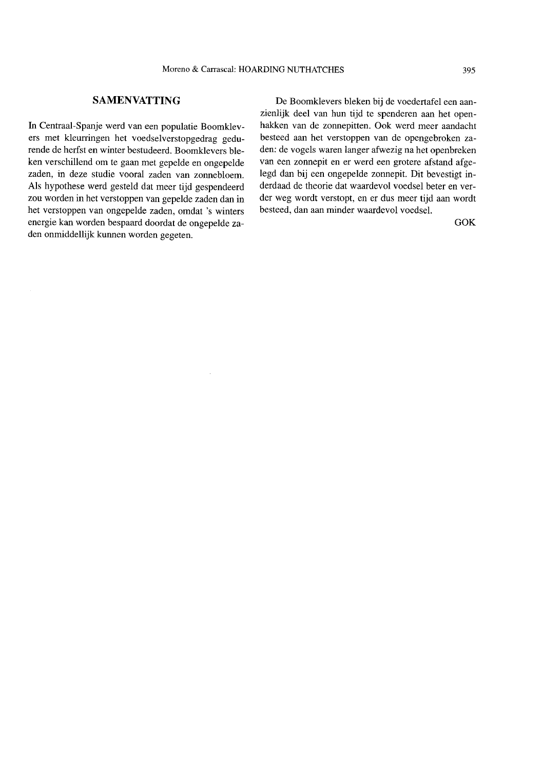## SAMENVATTING

In Centraal-Spanje werd van een populatie Boomklevers met kleurringen het voedselverstopgedrag gedurende de herfst en winter bestudeerd. Boomklevers bleken verschillend om te gaan met gepelde en ongepelde zaden, in deze studie vooral zaden van zonnebloem. Als hypothese werd gesteld dat meer tijd gespendeerd zou worden in het verstoppen van gepelde zaden dan in het verstoppen van ongepelde zaden, omdat 's winters energie kan worden bespaard doordat de ongepelde zaden onmiddellijk kunnen worden gegeten.

De Boomklevers bleken bij de voedertafel een aanzienlijk deel van hun tijd te spenderen aan het openhakken van de zonnepitten. Ook werd meer aandacht besteed aan het verstoppen van de opengebroken zaden: de vogels waren langer afwezig na het openbreken van een zonnepit en er werd een grotere afstand afgelegd dan bij een ongepelde zonnepit. Dit bevestigt inderdaad de theorie dat waardevol voedsel beter en verder weg wordt verstopt, en er dus meer tijd aan wordt besteed, dan aan minder waardevol voedsel.

GOK